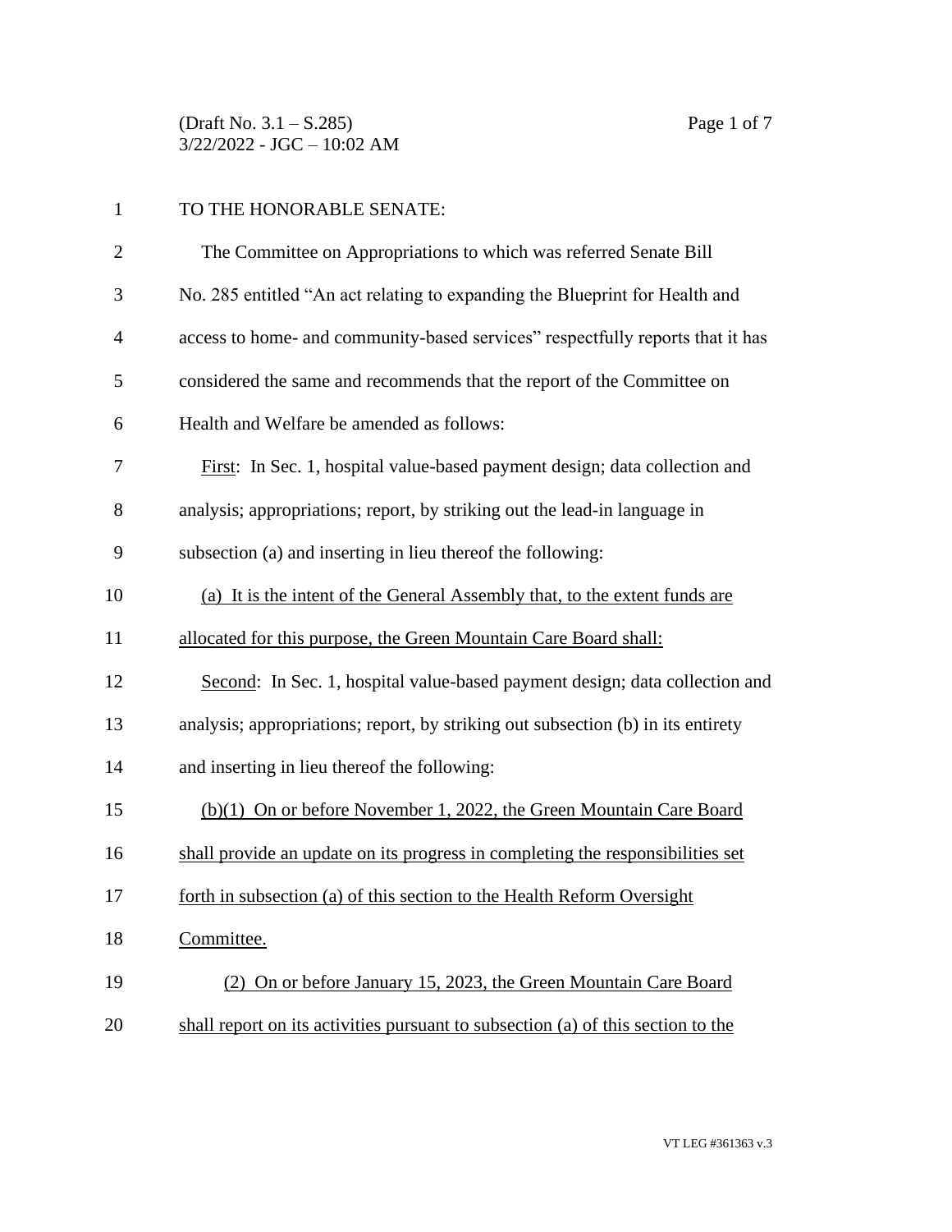TO THE HONORABLE SENATE:

The Committee on Appropriations to which was referred Senate Bill No. 285 entitled "An act relating to expanding the Blueprint for Health and access to home- and community-based services" respectfully reports that it has considered the same and recommends that the report of the Committee on Health and Welfare be amended as follows:

First: In Sec. 1, hospital value-based payment design; data collection and analysis; appropriations; report, by striking out the lead-in language in subsection (a) and inserting in lieu thereof the following:

(a) It is the intent of the General Assembly that, to the extent funds are allocated for this purpose, the Green Mountain Care Board shall:

Second: In Sec. 1, hospital value-based payment design; data collection and analysis; appropriations; report, by striking out subsection (b) in its entirety and inserting in lieu thereof the following:

(b)(1) On or before November 1, 2022, the Green Mountain Care Board shall provide an update on its progress in completing the responsibilities set forth in subsection (a) of this section to the Health Reform Oversight Committee.

(2) On or before January 15, 2023, the Green Mountain Care Board shall report on its activities pursuant to subsection (a) of this section to the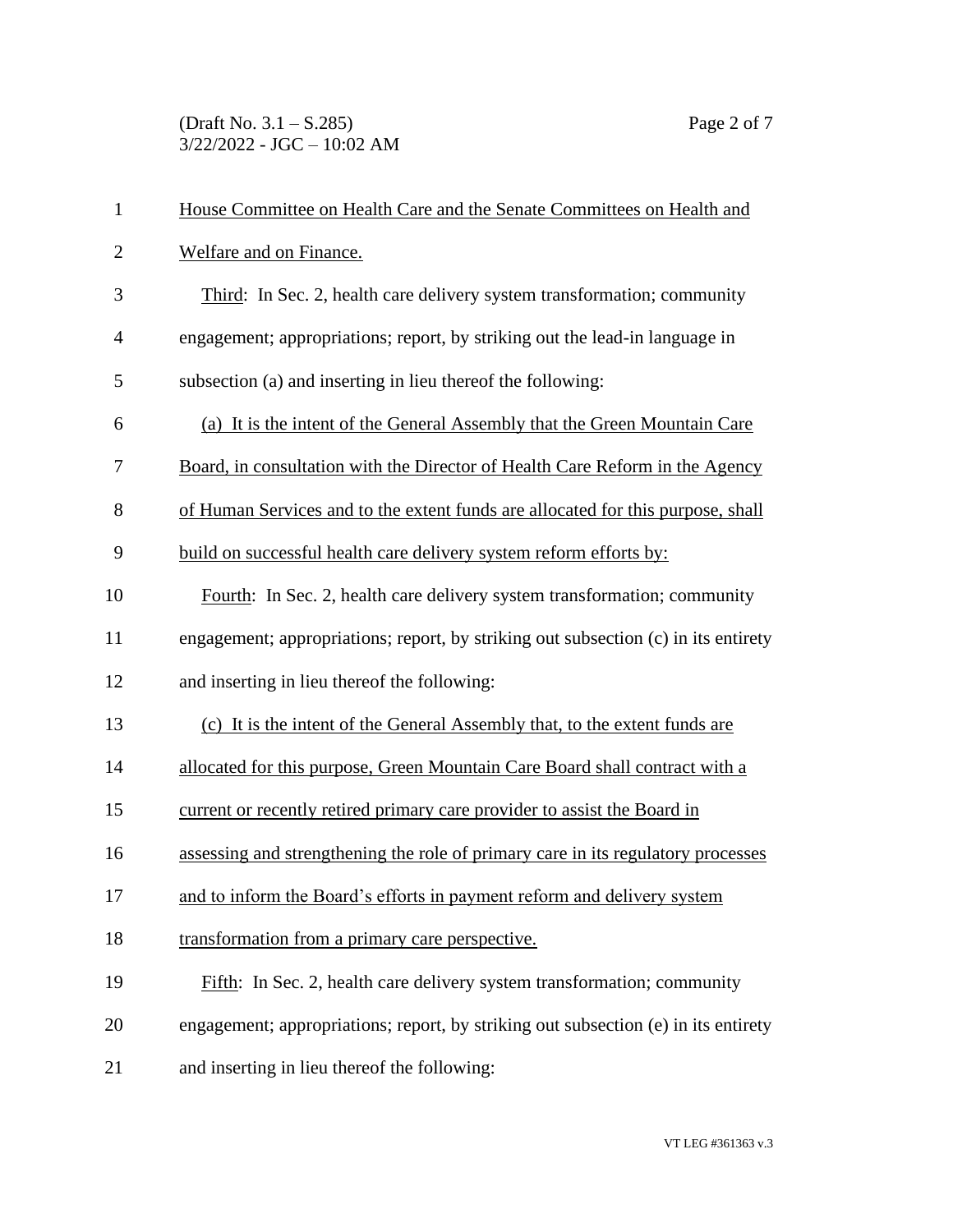House Committee on Health Care and the Senate Committees on Health and Welfare and on Finance.

Third: In Sec. 2, health care delivery system transformation; community engagement; appropriations; report, by striking out the lead-in language in subsection (a) and inserting in lieu thereof the following:

(a) It is the intent of the General Assembly that the Green Mountain Care Board, in consultation with the Director of Health Care Reform in the Agency of Human Services and to the extent funds are allocated for this purpose, shall build on successful health care delivery system reform efforts by:

Fourth: In Sec. 2, health care delivery system transformation; community engagement; appropriations; report, by striking out subsection (c) in its entirety and inserting in lieu thereof the following:

(c) It is the intent of the General Assembly that, to the extent funds are allocated for this purpose, Green Mountain Care Board shall contract with a current or recently retired primary care provider to assist the Board in assessing and strengthening the role of primary care in its regulatory processes and to inform the Board's efforts in payment reform and delivery system transformation from a primary care perspective.

Fifth: In Sec. 2, health care delivery system transformation; community engagement; appropriations; report, by striking out subsection (e) in its entirety and inserting in lieu thereof the following: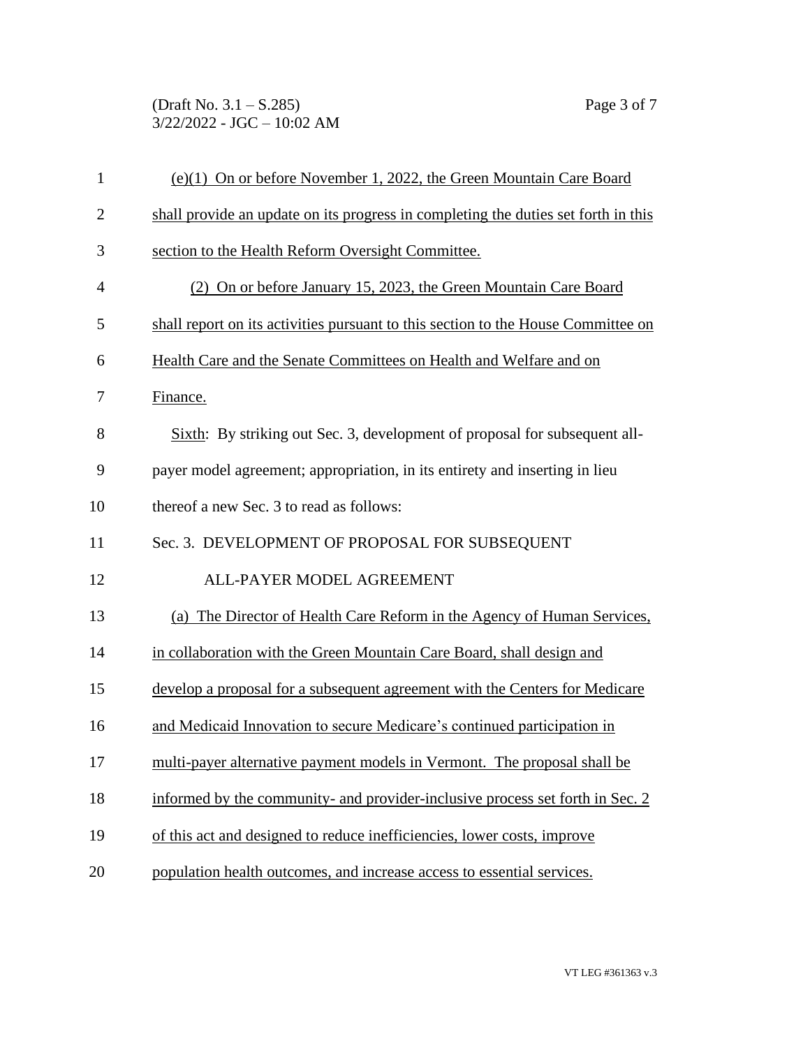(e)(1) On or before November 1, 2022, the Green Mountain Care Board shall provide an update on its progress in completing the duties set forth in this section to the Health Reform Oversight Committee.

(2) On or before January 15, 2023, the Green Mountain Care Board shall report on its activities pursuant to this section to the House Committee on Health Care and the Senate Committees on Health and Welfare and on Finance.

Sixth: By striking out Sec. 3, development of proposal for subsequent all-payer model agreement; appropriation, in its entirety and inserting in lieu thereof a new Sec. 3 to read as follows:

Sec. 3. DEVELOPMENT OF PROPOSAL FOR SUBSEQUENT ALL-PAYER MODEL AGREEMENT

(a) The Director of Health Care Reform in the Agency of Human Services, in collaboration with the Green Mountain Care Board, shall design and develop a proposal for a subsequent agreement with the Centers for Medicare and Medicaid Innovation to secure Medicare's continued participation in multi-payer alternative payment models in Vermont. The proposal shall be informed by the community- and provider-inclusive process set forth in Sec. 2 of this act and designed to reduce inefficiencies, lower costs, improve population health outcomes, and increase access to essential services.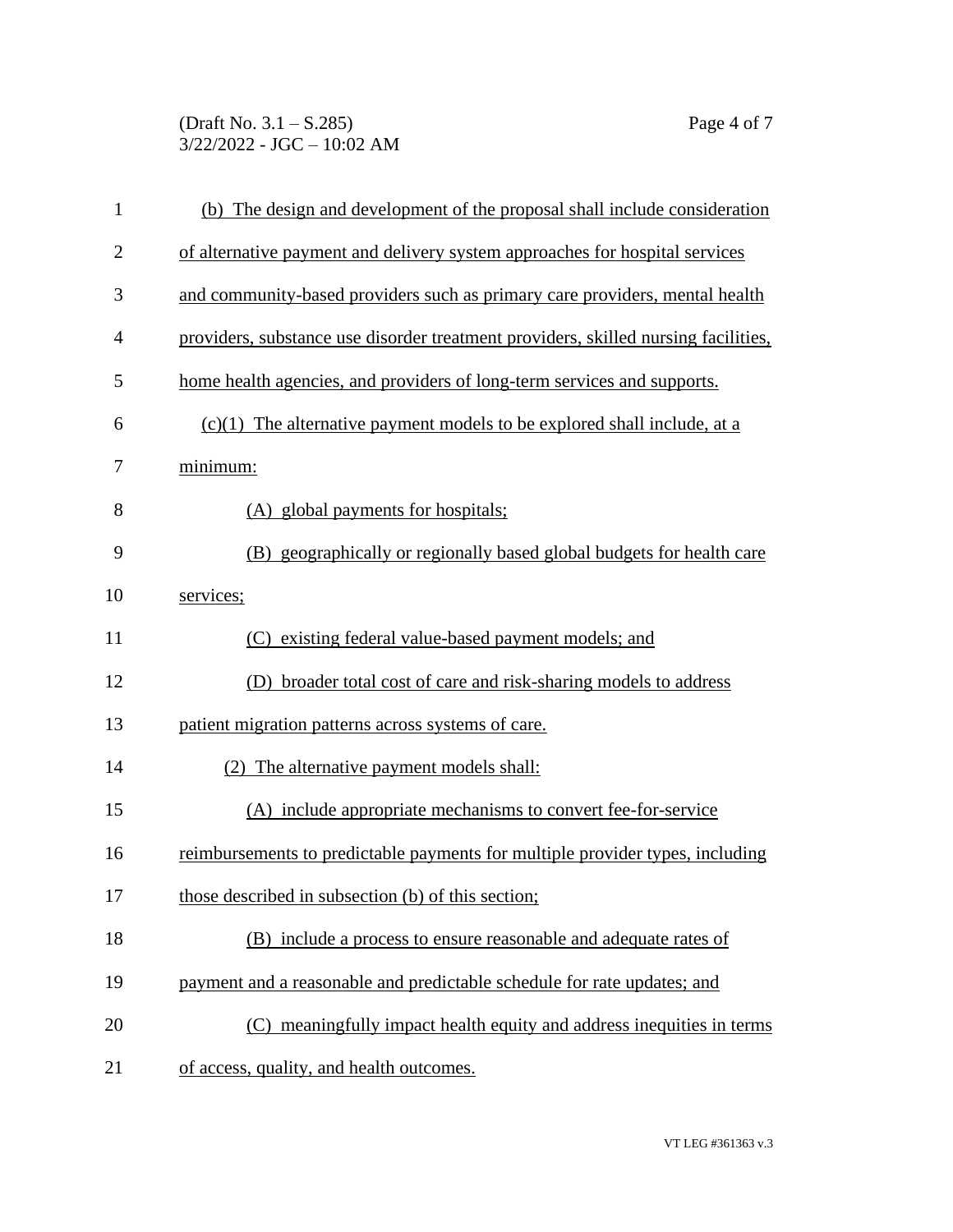(b) The design and development of the proposal shall include consideration of alternative payment and delivery system approaches for hospital services and community-based providers such as primary care providers, mental health providers, substance use disorder treatment providers, skilled nursing facilities, home health agencies, and providers of long-term services and supports.

(c)(1) The alternative payment models to be explored shall include, at a minimum:

(A) global payments for hospitals;

(B) geographically or regionally based global budgets for health care services;

(C) existing federal value-based payment models; and

(D) broader total cost of care and risk-sharing models to address patient migration patterns across systems of care.

(2) The alternative payment models shall:

(A) include appropriate mechanisms to convert fee-for-service reimbursements to predictable payments for multiple provider types, including those described in subsection (b) of this section;

(B) include a process to ensure reasonable and adequate rates of payment and a reasonable and predictable schedule for rate updates; and

(C) meaningfully impact health equity and address inequities in terms of access, quality, and health outcomes.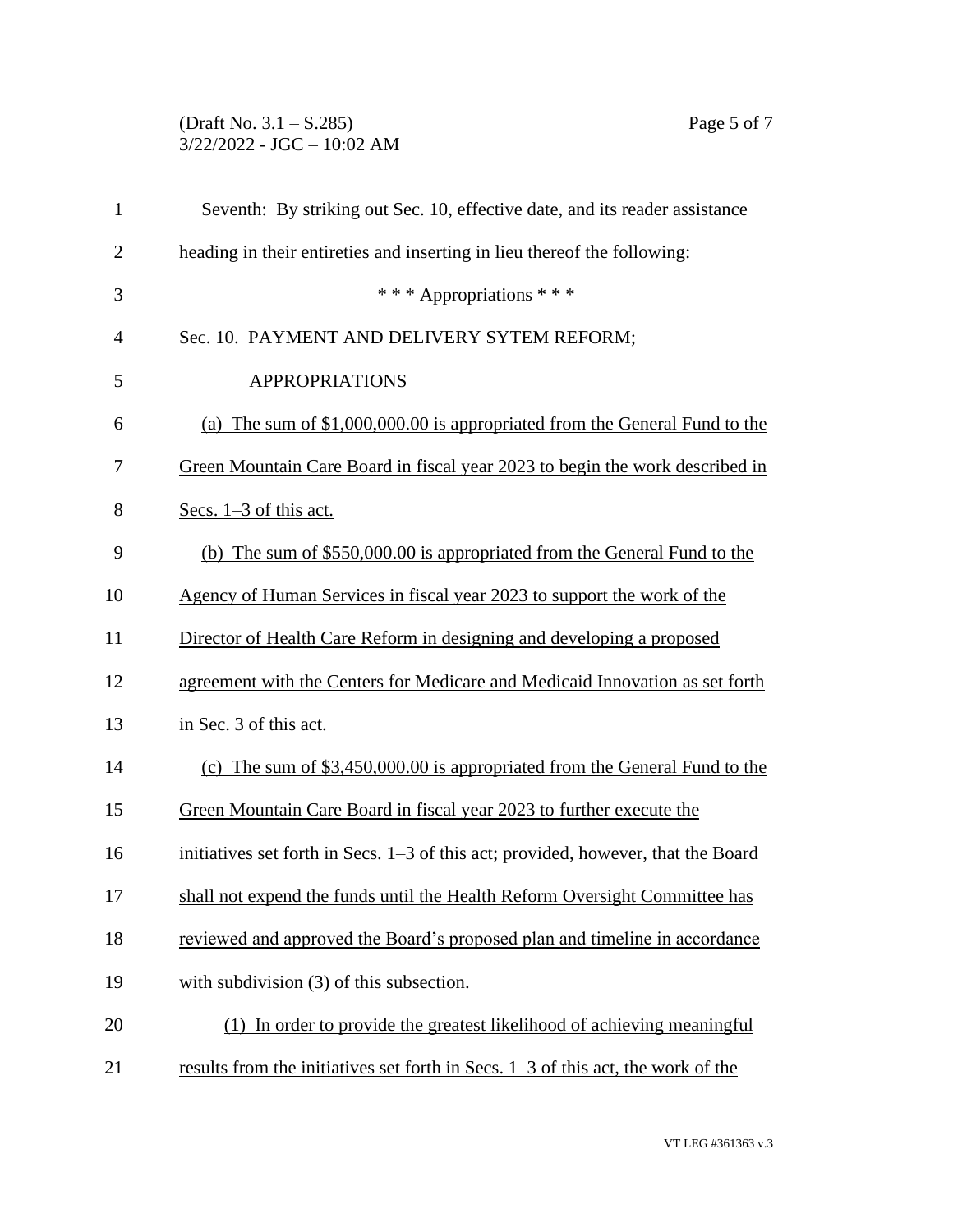Seventh: By striking out Sec. 10, effective date, and its reader assistance heading in their entireties and inserting in lieu thereof the following:

\* \* \* Appropriations \* \* \*

Sec. 10. PAYMENT AND DELIVERY SYTEM REFORM; APPROPRIATIONS

(a) The sum of $1,000,000.00 is appropriated from the General Fund to the Green Mountain Care Board in fiscal year 2023 to begin the work described in Secs. 1–3 of this act.

(b) The sum of $550,000.00 is appropriated from the General Fund to the Agency of Human Services in fiscal year 2023 to support the work of the Director of Health Care Reform in designing and developing a proposed agreement with the Centers for Medicare and Medicaid Innovation as set forth in Sec. 3 of this act.

(c) The sum of $3,450,000.00 is appropriated from the General Fund to the Green Mountain Care Board in fiscal year 2023 to further execute the initiatives set forth in Secs. 1–3 of this act; provided, however, that the Board shall not expend the funds until the Health Reform Oversight Committee has reviewed and approved the Board's proposed plan and timeline in accordance with subdivision (3) of this subsection.

(1) In order to provide the greatest likelihood of achieving meaningful results from the initiatives set forth in Secs. 1–3 of this act, the work of the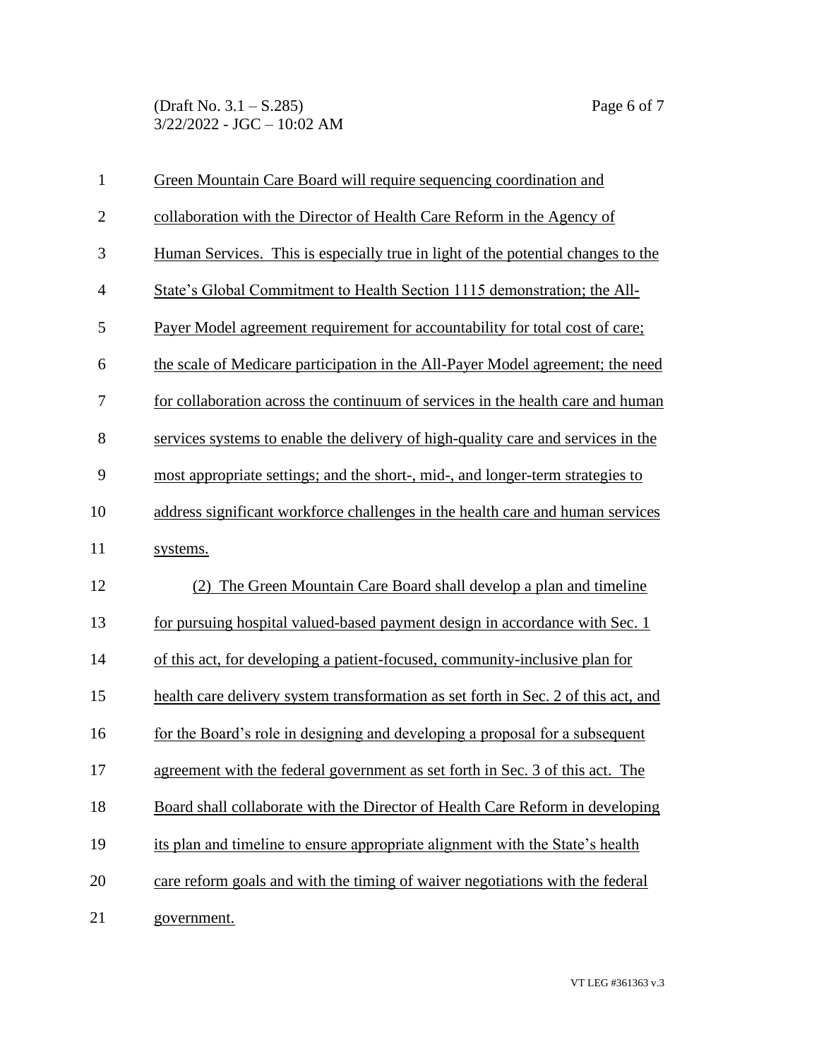Green Mountain Care Board will require sequencing coordination and collaboration with the Director of Health Care Reform in the Agency of Human Services. This is especially true in light of the potential changes to the State's Global Commitment to Health Section 1115 demonstration; the All-Payer Model agreement requirement for accountability for total cost of care; the scale of Medicare participation in the All-Payer Model agreement; the need for collaboration across the continuum of services in the health care and human services systems to enable the delivery of high-quality care and services in the most appropriate settings; and the short-, mid-, and longer-term strategies to address significant workforce challenges in the health care and human services systems.

(2) The Green Mountain Care Board shall develop a plan and timeline for pursuing hospital valued-based payment design in accordance with Sec. 1 of this act, for developing a patient-focused, community-inclusive plan for health care delivery system transformation as set forth in Sec. 2 of this act, and for the Board's role in designing and developing a proposal for a subsequent agreement with the federal government as set forth in Sec. 3 of this act. The Board shall collaborate with the Director of Health Care Reform in developing its plan and timeline to ensure appropriate alignment with the State's health care reform goals and with the timing of waiver negotiations with the federal government.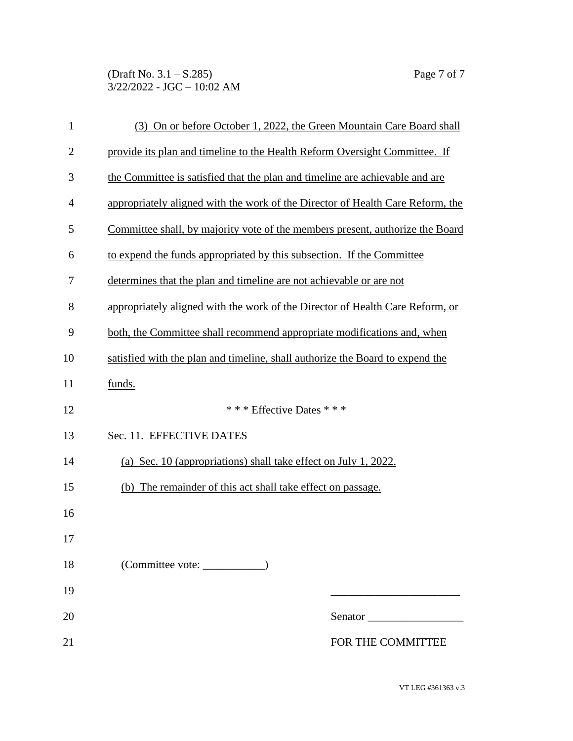(3) On or before October 1, 2022, the Green Mountain Care Board shall provide its plan and timeline to the Health Reform Oversight Committee. If the Committee is satisfied that the plan and timeline are achievable and are appropriately aligned with the work of the Director of Health Care Reform, the Committee shall, by majority vote of the members present, authorize the Board to expend the funds appropriated by this subsection. If the Committee determines that the plan and timeline are not achievable or are not appropriately aligned with the work of the Director of Health Care Reform, or both, the Committee shall recommend appropriate modifications and, when satisfied with the plan and timeline, shall authorize the Board to expend the funds.

\* \* \* Effective Dates \* \* \*

Sec. 11. EFFECTIVE DATES

(a) Sec. 10 (appropriations) shall take effect on July 1, 2022.

(b) The remainder of this act shall take effect on passage.

(Committee vote: ___________)

_______________________

Senator _________________

FOR THE COMMITTEE